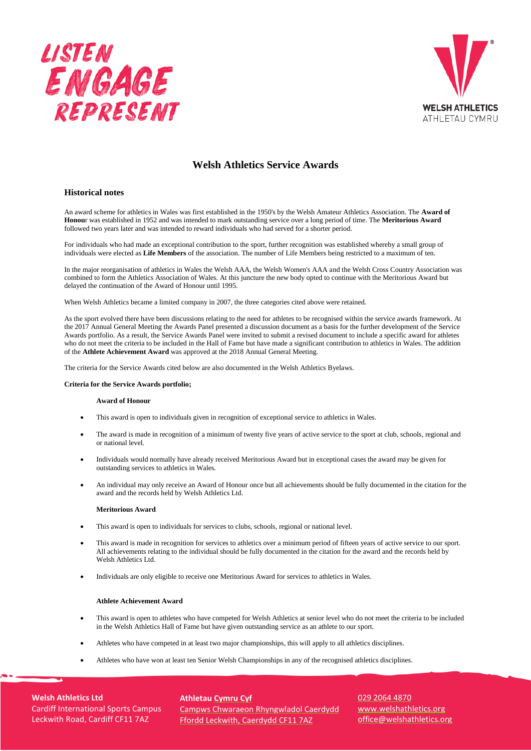# Welsh Athletics Service Awards

## Historical notes

An award scheme for athletics in Wales was first established in the 1950's by the Welsh Amateur Athletics Association. The **Award of Honour** was established in 1952 and was intended to mark outstanding service over a long period of time. The **Meritorious Award** followed two years later and was intended to reward individuals who had served for a shorter period.

For individuals who had made an exceptional contribution to the sport, further recognition was established whereby a small group of individuals were elected as **Life Members** of the association. The number of Life Members being restricted to a maximum of ten.

In the major reorganisation of athletics in Wales the Welsh AAA, the Welsh Women's AAA and the Welsh Cross Country Association was combined to form the Athletics Association of Wales. At this juncture the new body opted to continue with the Meritorious Award but delayed the continuation of the Award of Honour until 1995.

When Welsh Athletics became a limited company in 2007, the three categories cited above were retained.

As the sport evolved there have been discussions relating to the need for athletes to be recognised within the service awards framework. At the 2017 Annual General Meeting the Awards Panel presented a discussion document as a basis for the further development of the Service Awards portfolio. As a result, the Service Awards Panel were invited to submit a revised document to include a specific award for athletes who do not meet the criteria to be included in the Hall of Fame but have made a significant contribution to athletics in Wales. The addition of the **Athlete Achievement Award** was approved at the 2018 Annual General Meeting.

The criteria for the Service Awards cited below are also documented in the Welsh Athletics Byelaws.

**Criteria for the Service Awards portfolio;**

**Award of Honour**

- This award is open to individuals given in recognition of exceptional service to athletics in Wales.
- The award is made in recognition of a minimum of twenty five years of active service to the sport at club, schools, regional and or national level.
- Individuals would normally have already received Meritorious Award but in exceptional cases the award may be given for outstanding services to athletics in Wales.
- An individual may only receive an Award of Honour once but all achievements should be fully documented in the citation for the award and the records held by Welsh Athletics Ltd.

**Meritorious Award**

- This award is open to individuals for services to clubs, schools, regional or national level.
- This award is made in recognition for services to athletics over a minimum period of fifteen years of active service to our sport. All achievements relating to the individual should be fully documented in the citation for the award and the records held by Welsh Athletics Ltd.
- Individuals are only eligible to receive one Meritorious Award for services to athletics in Wales.

**Athlete Achievement Award**

- This award is open to athletes who have competed for Welsh Athletics at senior level who do not meet the criteria to be included in the Welsh Athletics Hall of Fame but have given outstanding service as an athlete to our sport.
- Athletes who have competed in at least two major championships, this will apply to all athletics disciplines.
- Athletes who have won at least ten Senior Welsh Championships in any of the recognised athletics disciplines.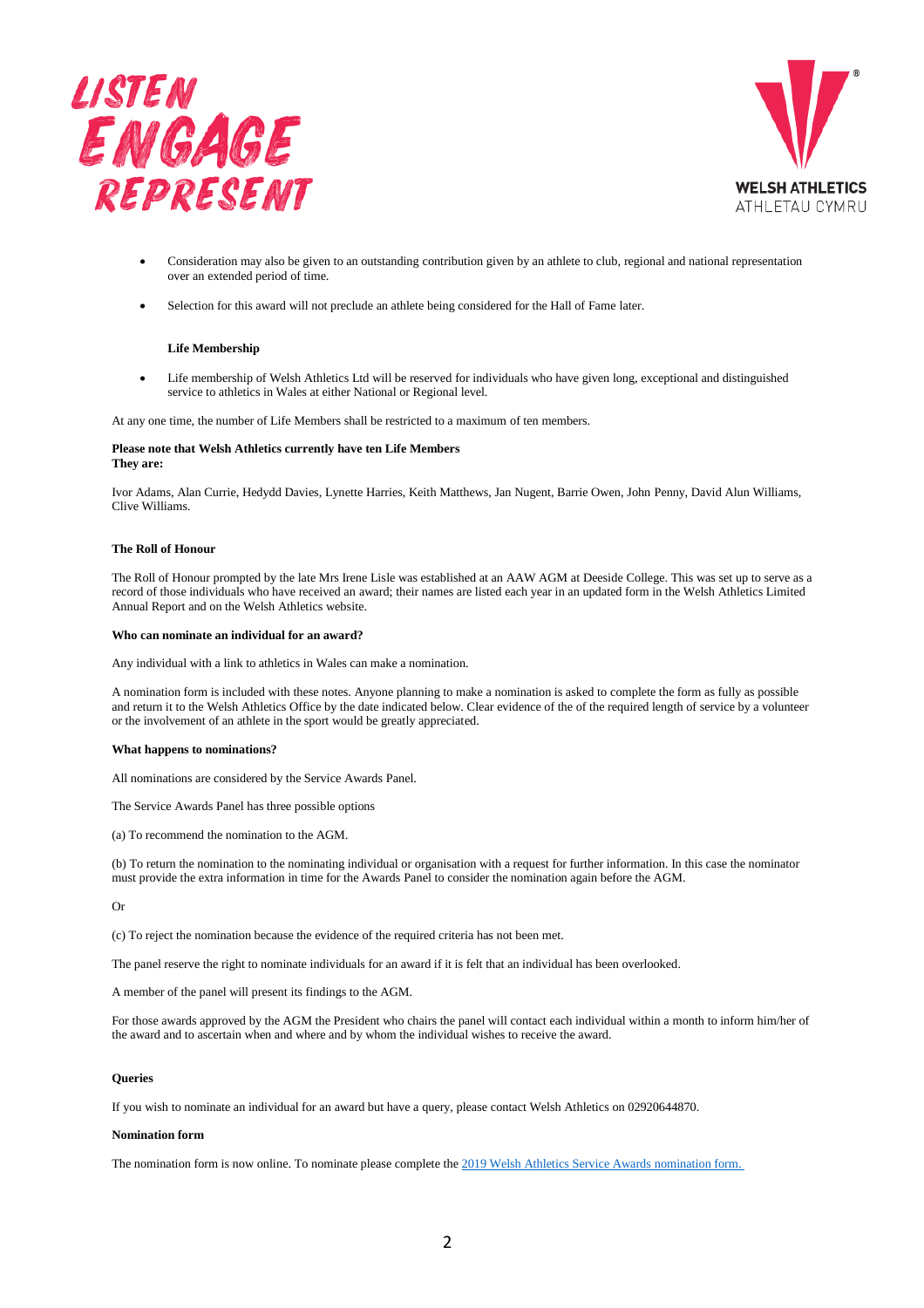- Consideration may also be given to an outstanding contribution given by an athlete to club, regional and national representation over an extended period of time.
- Selection for this award will not preclude an athlete being considered for the Hall of Fame later.

**Life Membership**

- Life membership of Welsh Athletics Ltd will be reserved for individuals who have given long, exceptional and distinguished service to athletics in Wales at either National or Regional level.

At any one time, the number of Life Members shall be restricted to a maximum of ten members.

**Please note that Welsh Athletics currently have ten Life Members**
**They are:**

Ivor Adams, Alan Currie, Hedydd Davies, Lynette Harries, Keith Matthews, Jan Nugent, Barrie Owen, John Penny, David Alun Williams, Clive Williams.

**The Roll of Honour**

The Roll of Honour prompted by the late Mrs Irene Lisle was established at an AAW AGM at Deeside College. This was set up to serve as a record of those individuals who have received an award; their names are listed each year in an updated form in the Welsh Athletics Limited Annual Report and on the Welsh Athletics website.

**Who can nominate an individual for an award?**

Any individual with a link to athletics in Wales can make a nomination.

A nomination form is included with these notes. Anyone planning to make a nomination is asked to complete the form as fully as possible and return it to the Welsh Athletics Office by the date indicated below. Clear evidence of the of the required length of service by a volunteer or the involvement of an athlete in the sport would be greatly appreciated.

**What happens to nominations?**

All nominations are considered by the Service Awards Panel.

The Service Awards Panel has three possible options

(a) To recommend the nomination to the AGM.

(b) To return the nomination to the nominating individual or organisation with a request for further information. In this case the nominator must provide the extra information in time for the Awards Panel to consider the nomination again before the AGM.

Or

(c) To reject the nomination because the evidence of the required criteria has not been met.

The panel reserve the right to nominate individuals for an award if it is felt that an individual has been overlooked.

A member of the panel will present its findings to the AGM.

For those awards approved by the AGM the President who chairs the panel will contact each individual within a month to inform him/her of the award and to ascertain when and where and by whom the individual wishes to receive the award.

**Queries**

If you wish to nominate an individual for an award but have a query, please contact Welsh Athletics on 02920644870.

**Nomination form**

The nomination form is now online. To nominate please complete the 2019 Welsh Athletics Service Awards nomination form.